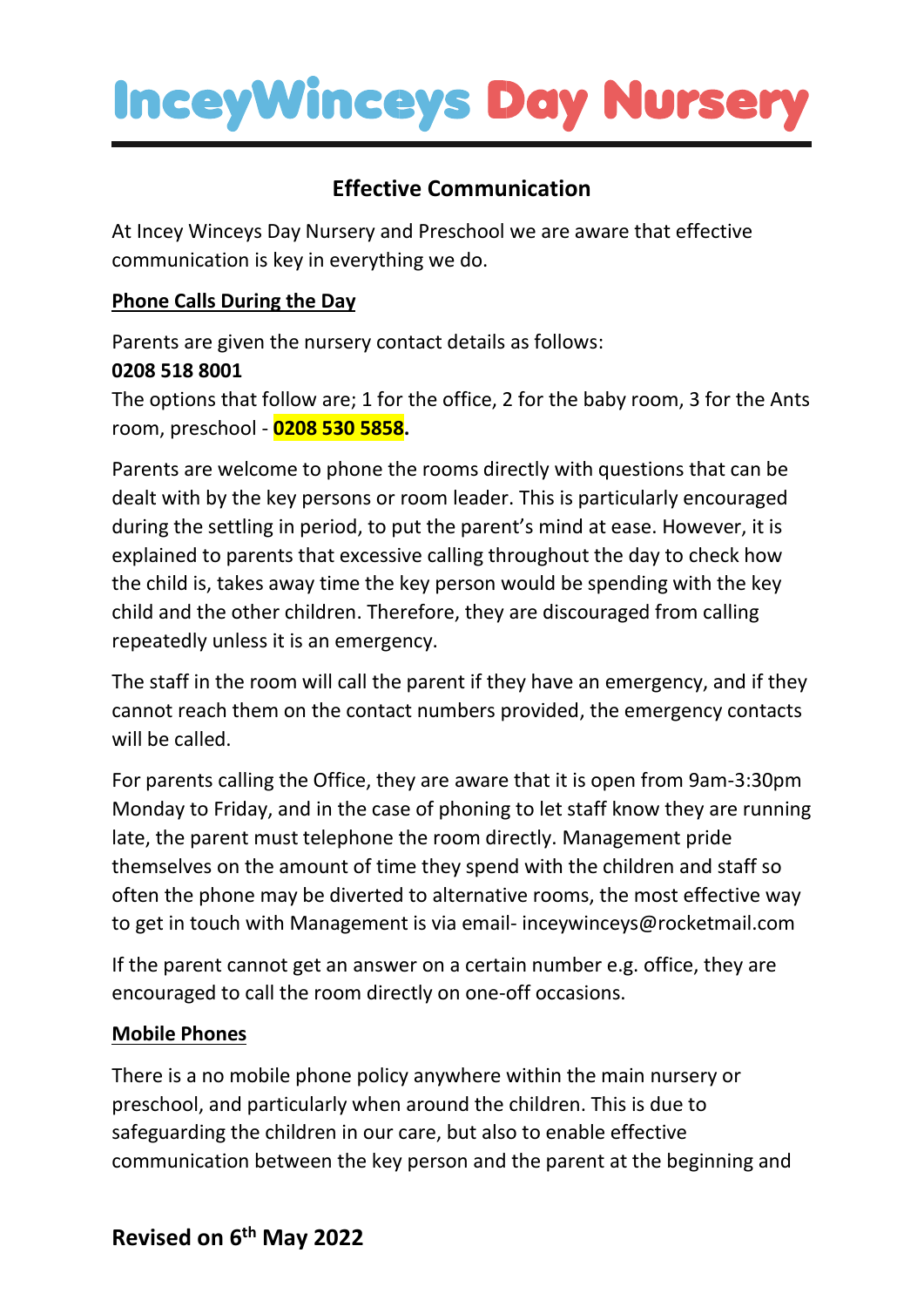# InceyWinceys Day Nursery

## Effective Communication

At Incey Winceys Day Nursery and Preschool we are aware that effective communication is key in everything we do.

**Phone Calls During the Day**

Parents are given the nursery contact details as follows:
**0208 518 8001**
The options that follow are; 1 for the office, 2 for the baby room, 3 for the Ants room, preschool - **0208 530 5858.**

Parents are welcome to phone the rooms directly with questions that can be dealt with by the key persons or room leader. This is particularly encouraged during the settling in period, to put the parent's mind at ease. However, it is explained to parents that excessive calling throughout the day to check how the child is, takes away time the key person would be spending with the key child and the other children. Therefore, they are discouraged from calling repeatedly unless it is an emergency.

The staff in the room will call the parent if they have an emergency, and if they cannot reach them on the contact numbers provided, the emergency contacts will be called.

For parents calling the Office, they are aware that it is open from 9am-3:30pm Monday to Friday, and in the case of phoning to let staff know they are running late, the parent must telephone the room directly. Management pride themselves on the amount of time they spend with the children and staff so often the phone may be diverted to alternative rooms, the most effective way to get in touch with Management is via email- inceywinceys@rocketmail.com

If the parent cannot get an answer on a certain number e.g. office, they are encouraged to call the room directly on one-off occasions.

**Mobile Phones**

There is a no mobile phone policy anywhere within the main nursery or preschool, and particularly when around the children. This is due to safeguarding the children in our care, but also to enable effective communication between the key person and the parent at the beginning and

**Revised on 6th May 2022**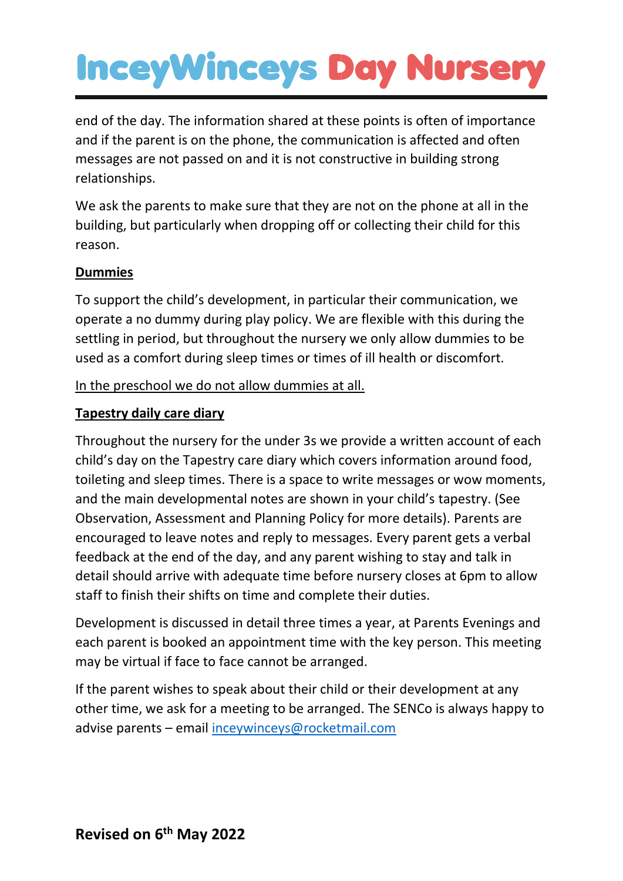end of the day. The information shared at these points is often of importance and if the parent is on the phone, the communication is affected and often messages are not passed on and it is not constructive in building strong relationships.

We ask the parents to make sure that they are not on the phone at all in the building, but particularly when dropping off or collecting their child for this reason.

**Dummies**

To support the child's development, in particular their communication, we operate a no dummy during play policy. We are flexible with this during the settling in period, but throughout the nursery we only allow dummies to be used as a comfort during sleep times or times of ill health or discomfort.

<u>In the preschool we do not allow dummies at all.</u>

**Tapestry daily care diary**

Throughout the nursery for the under 3s we provide a written account of each child's day on the Tapestry care diary which covers information around food, toileting and sleep times. There is a space to write messages or wow moments, and the main developmental notes are shown in your child's tapestry. (See Observation, Assessment and Planning Policy for more details). Parents are encouraged to leave notes and reply to messages. Every parent gets a verbal feedback at the end of the day, and any parent wishing to stay and talk in detail should arrive with adequate time before nursery closes at 6pm to allow staff to finish their shifts on time and complete their duties.

Development is discussed in detail three times a year, at Parents Evenings and each parent is booked an appointment time with the key person. This meeting may be virtual if face to face cannot be arranged.

If the parent wishes to speak about their child or their development at any other time, we ask for a meeting to be arranged. The SENCo is always happy to advise parents – email inceywinceys@rocketmail.com

**Revised on 6th May 2022**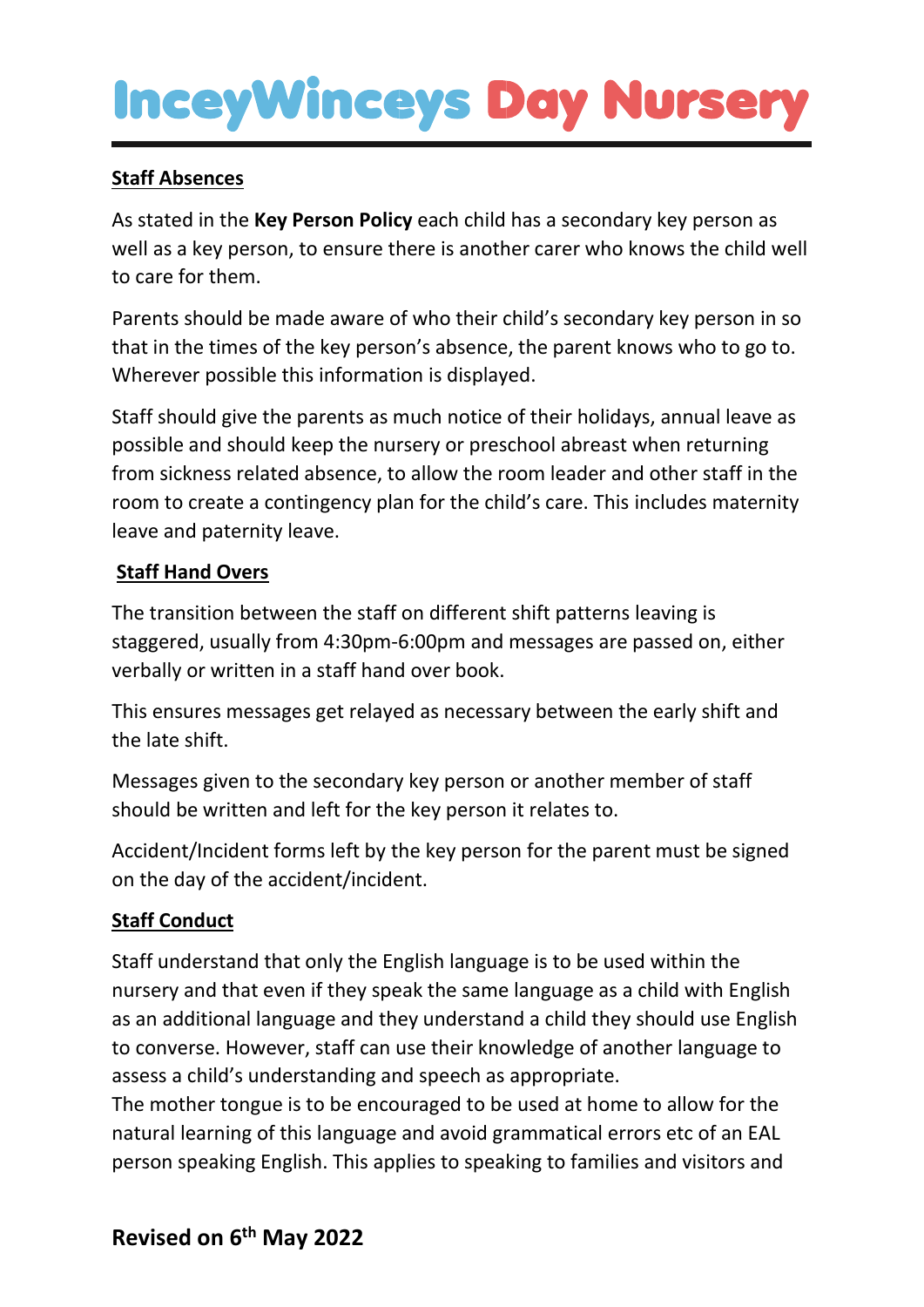### Staff Absences

As stated in the **Key Person Policy** each child has a secondary key person as well as a key person, to ensure there is another carer who knows the child well to care for them.

Parents should be made aware of who their child's secondary key person in so that in the times of the key person's absence, the parent knows who to go to. Wherever possible this information is displayed.

Staff should give the parents as much notice of their holidays, annual leave as possible and should keep the nursery or preschool abreast when returning from sickness related absence, to allow the room leader and other staff in the room to create a contingency plan for the child's care. This includes maternity leave and paternity leave.

### Staff Hand Overs

The transition between the staff on different shift patterns leaving is staggered, usually from 4:30pm-6:00pm and messages are passed on, either verbally or written in a staff hand over book.

This ensures messages get relayed as necessary between the early shift and the late shift.

Messages given to the secondary key person or another member of staff should be written and left for the key person it relates to.

Accident/Incident forms left by the key person for the parent must be signed on the day of the accident/incident.

### Staff Conduct

Staff understand that only the English language is to be used within the nursery and that even if they speak the same language as a child with English as an additional language and they understand a child they should use English to converse. However, staff can use their knowledge of another language to assess a child's understanding and speech as appropriate.
The mother tongue is to be encouraged to be used at home to allow for the natural learning of this language and avoid grammatical errors etc of an EAL person speaking English. This applies to speaking to families and visitors and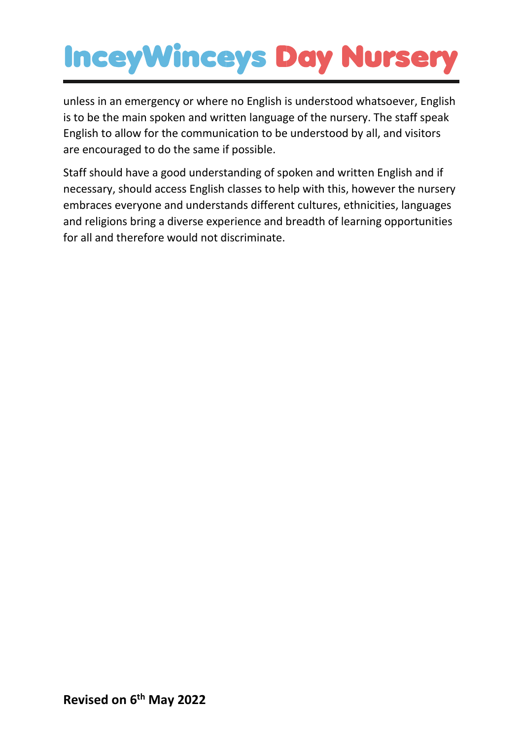unless in an emergency or where no English is understood whatsoever, English is to be the main spoken and written language of the nursery. The staff speak English to allow for the communication to be understood by all, and visitors are encouraged to do the same if possible.

Staff should have a good understanding of spoken and written English and if necessary, should access English classes to help with this, however the nursery embraces everyone and understands different cultures, ethnicities, languages and religions bring a diverse experience and breadth of learning opportunities for all and therefore would not discriminate.

**Revised on 6th May 2022**